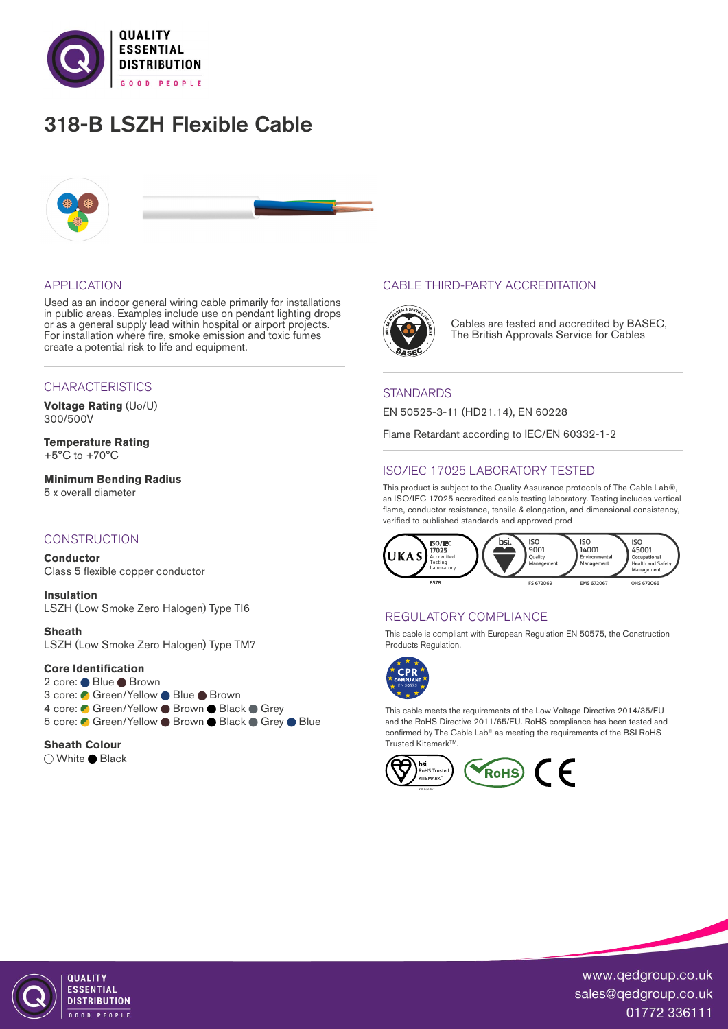# 318-B LSZH Flexible Cable

## APPLICATION

Used as an indoor general wiring cable primarily for installations in public areas. Examples include use on pendant lighting drops or as a general supply lead within hospital or airport projects. For installation where fire, smoke emission and toxic fumes create a potential risk to life and equipment.

## CHARACTERISTICS

**Voltage Rating** (Uo/U)
300/500V

**Temperature Rating**
+5°C to +70°C

**Minimum Bending Radius**
5 x overall diameter

## CONSTRUCTION

**Conductor**
Class 5 flexible copper conductor

**Insulation**
LSZH (Low Smoke Zero Halogen) Type TI6

**Sheath**
LSZH (Low Smoke Zero Halogen) Type TM7

**Core Identification**
2 core: Blue, Brown
3 core: Green/Yellow, Blue, Brown
4 core: Green/Yellow, Brown, Black, Grey
5 core: Green/Yellow, Brown, Black, Grey, Blue

**Sheath Colour**
White, Black

## CABLE THIRD-PARTY ACCREDITATION

Cables are tested and accredited by BASEC, The British Approvals Service for Cables

## STANDARDS

EN 50525-3-11 (HD21.14), EN 60228

Flame Retardant according to IEC/EN 60332-1-2

## ISO/IEC 17025 LABORATORY TESTED

This product is subject to the Quality Assurance protocols of The Cable Lab®, an ISO/IEC 17025 accredited cable testing laboratory. Testing includes vertical flame, conductor resistance, tensile & elongation, and dimensional consistency, verified to published standards and approved prod

UKAS ISO/IEC 17025 Accredited Testing Laboratory 8578 | bsi. ISO 9001 Quality Management FS 672069 | ISO 14001 Environmental Management EMS 672067 | ISO 45001 Occupational Health and Safety Management OHS 672066

## REGULATORY COMPLIANCE

This cable is compliant with European Regulation EN 50575, the Construction Products Regulation.

CPR COMPLIANT EN 50575

This cable meets the requirements of the Low Voltage Directive 2014/35/EU and the RoHS Directive 2011/65/EU. RoHS compliance has been tested and confirmed by The Cable Lab® as meeting the requirements of the BSI RoHS Trusted Kitemark™.

www.qedgroup.co.uk
sales@qedgroup.co.uk
01772 336111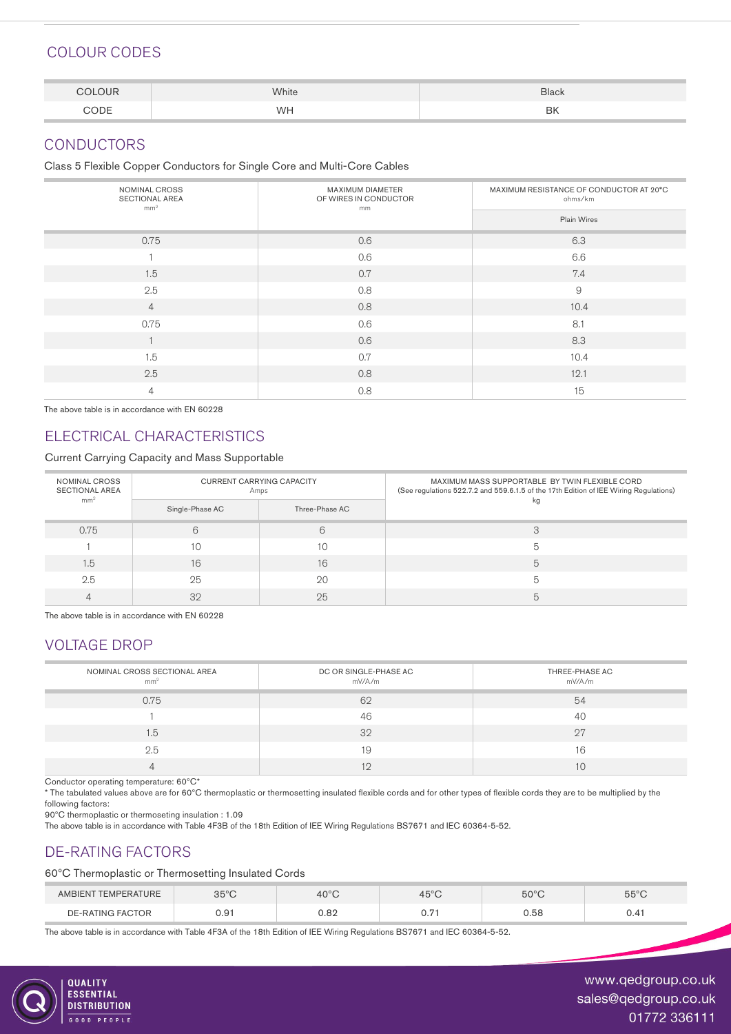## COLOUR CODES

| COLOUR | White | Black |
|---|---|---|
| CODE | WH | BK |

## CONDUCTORS

Class 5 Flexible Copper Conductors for Single Core and Multi-Core Cables

| NOMINAL CROSS SECTIONAL AREA mm² | MAXIMUM DIAMETER OF WIRES IN CONDUCTOR mm | MAXIMUM RESISTANCE OF CONDUCTOR AT 20°C ohms/km |
|---|---|---|
| | | Plain Wires |
| 0.75 | 0.6 | 6.3 |
| 1 | 0.6 | 6.6 |
| 1.5 | 0.7 | 7.4 |
| 2.5 | 0.8 | 9 |
| 4 | 0.8 | 10.4 |
| 0.75 | 0.6 | 8.1 |
| 1 | 0.6 | 8.3 |
| 1.5 | 0.7 | 10.4 |
| 2.5 | 0.8 | 12.1 |
| 4 | 0.8 | 15 |

The above table is in accordance with EN 60228

## ELECTRICAL CHARACTERISTICS

Current Carrying Capacity and Mass Supportable

| NOMINAL CROSS SECTIONAL AREA mm² | CURRENT CARRYING CAPACITY Amps | | MAXIMUM MASS SUPPORTABLE BY TWIN FLEXIBLE CORD (See regulations 522.7.2 and 559.6.1.5 of the 17th Edition of IEE Wiring Regulations) kg |
|---|---|---|---|
| | Single-Phase AC | Three-Phase AC | |
| 0.75 | 6 | 6 | 3 |
| 1 | 10 | 10 | 5 |
| 1.5 | 16 | 16 | 5 |
| 2.5 | 25 | 20 | 5 |
| 4 | 32 | 25 | 5 |

The above table is in accordance with EN 60228

## VOLTAGE DROP

| NOMINAL CROSS SECTIONAL AREA mm² | DC OR SINGLE-PHASE AC mV/A/m | THREE-PHASE AC mV/A/m |
|---|---|---|
| 0.75 | 62 | 54 |
| 1 | 46 | 40 |
| 1.5 | 32 | 27 |
| 2.5 | 19 | 16 |
| 4 | 12 | 10 |

Conductor operating temperature: 60°C*

* The tabulated values above are for 60°C thermoplastic or thermosetting insulated flexible cords and for other types of flexible cords they are to be multiplied by the following factors:

90°C thermoplastic or thermoseting insulation : 1.09

The above table is in accordance with Table 4F3B of the 18th Edition of IEE Wiring Regulations BS7671 and IEC 60364-5-52.

## DE-RATING FACTORS

60°C Thermoplastic or Thermosetting Insulated Cords

| AMBIENT TEMPERATURE | 35°C | 40°C | 45°C | 50°C | 55°C |
|---|---|---|---|---|---|
| DE-RATING FACTOR | 0.91 | 0.82 | 0.71 | 0.58 | 0.41 |

The above table is in accordance with Table 4F3A of the 18th Edition of IEE Wiring Regulations BS7671 and IEC 60364-5-52.

QUALITY ESSENTIAL DISTRIBUTION GOOD PEOPLE

www.qedgroup.co.uk
sales@qedgroup.co.uk
01772 336111